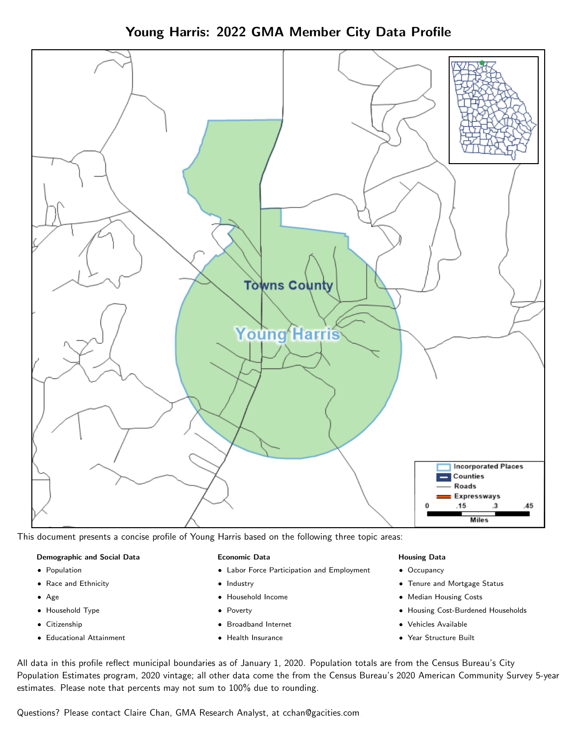# Young Harris: 2022 GMA Member City Data Profile

This document presents a concise profile of Young Harris based on the following three topic areas:

**Demographic and Social Data**

- Population
- Race and Ethnicity
- Age
- Household Type
- Citizenship
- Educational Attainment

**Economic Data**

- Labor Force Participation and Employment
- Industry
- Household Income
- Poverty
- Broadband Internet
- Health Insurance

**Housing Data**

- Occupancy
- Tenure and Mortgage Status
- Median Housing Costs
- Housing Cost-Burdened Households
- Vehicles Available
- Year Structure Built

All data in this profile reflect municipal boundaries as of January 1, 2020. Population totals are from the Census Bureau's City Population Estimates program, 2020 vintage; all other data come the from the Census Bureau's 2020 American Community Survey 5-year estimates. Please note that percents may not sum to 100% due to rounding.

Questions? Please contact Claire Chan, GMA Research Analyst, at cchan@gacities.com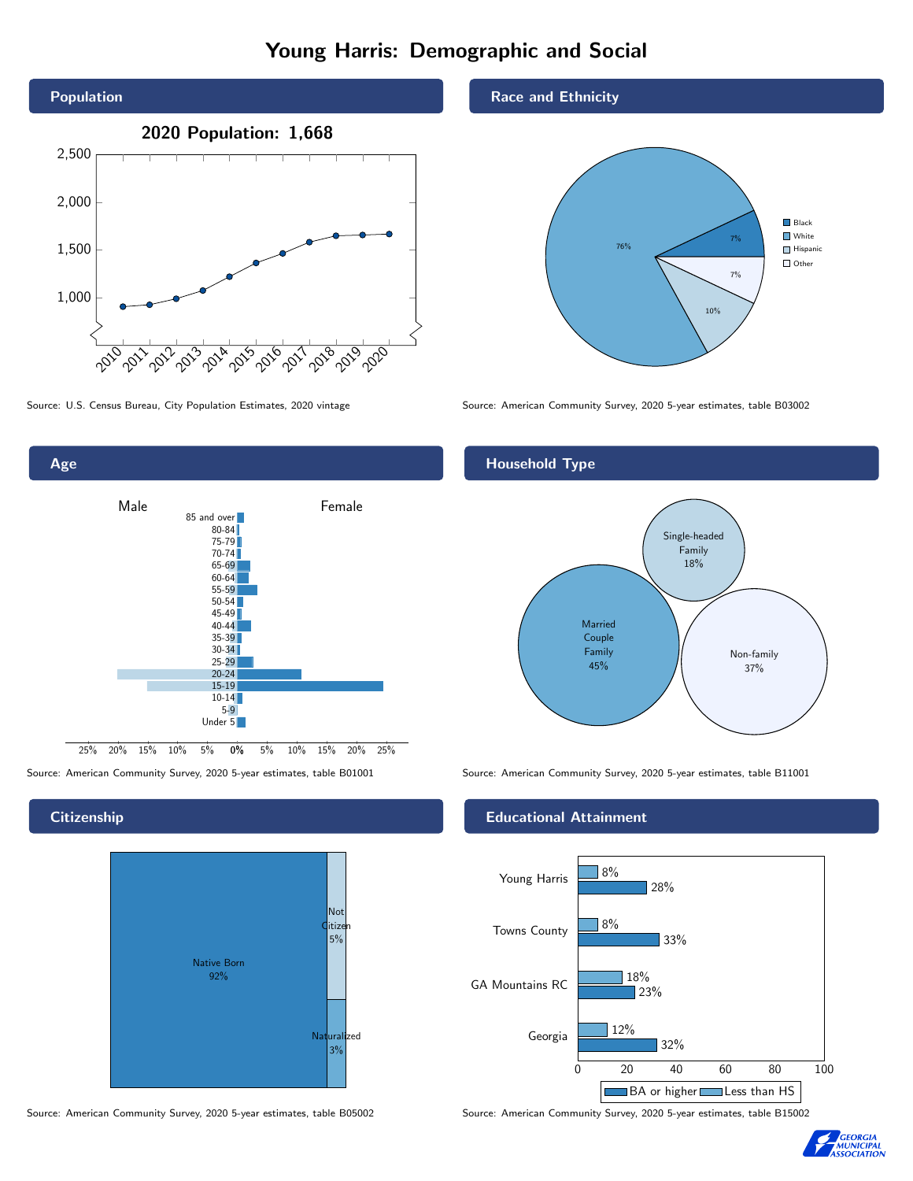# Young Harris: Demographic and Social

## Population

2020 Population: 1,668

Source: U.S. Census Bureau, City Population Estimates, 2020 vintage

## Race and Ethnicity

| Race/Ethnicity | Percent |
|---|---|
| Black | 7% |
| White | 76% |
| Hispanic | 10% |
| Other | 7% |

Source: American Community Survey, 2020 5-year estimates, table B03002

## Age

Source: American Community Survey, 2020 5-year estimates, table B01001

## Household Type

| Household Type | Percent |
|---|---|
| Married Couple Family | 45% |
| Single-headed Family | 18% |
| Non-family | 37% |

Source: American Community Survey, 2020 5-year estimates, table B11001

## Citizenship

| Status | Percent |
|---|---|
| Native Born | 92% |
| Not Citizen | 5% |
| Naturalized | 3% |

Source: American Community Survey, 2020 5-year estimates, table B05002

## Educational Attainment

| Area | Less than HS | BA or higher |
|---|---|---|
| Young Harris | 8% | 28% |
| Towns County | 8% | 33% |
| GA Mountains RC | 18% | 23% |
| Georgia | 12% | 32% |

Source: American Community Survey, 2020 5-year estimates, table B15002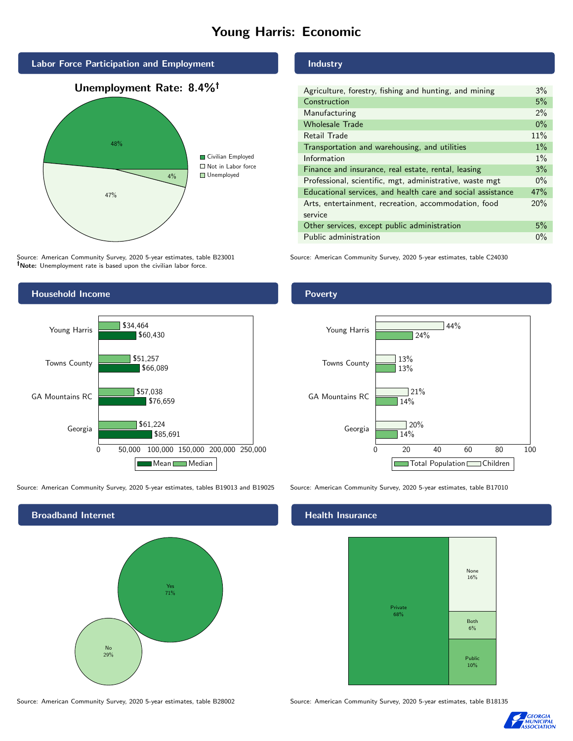# Young Harris: Economic

## Labor Force Participation and Employment

**Unemployment Rate: 8.4%†**

| Category | Percent |
|---|---|
| Civilian Employed | 48% |
| Not in Labor force | 47% |
| Unemployed | 4% |

Source: American Community Survey, 2020 5-year estimates, table B23001
**†Note:** Unemployment rate is based upon the civilian labor force.

## Industry

| Industry | Percent |
|---|---|
| Agriculture, forestry, fishing and hunting, and mining | 3% |
| Construction | 5% |
| Manufacturing | 2% |
| Wholesale Trade | 0% |
| Retail Trade | 11% |
| Transportation and warehousing, and utilities | 1% |
| Information | 1% |
| Finance and insurance, real estate, rental, leasing | 3% |
| Professional, scientific, mgt, administrative, waste mgt | 0% |
| Educational services, and health care and social assistance | 47% |
| Arts, entertainment, recreation, accommodation, food service | 20% |
| Other services, except public administration | 5% |
| Public administration | 0% |

Source: American Community Survey, 2020 5-year estimates, table C24030

## Household Income

| Area | Median | Mean |
|---|---|---|
| Young Harris | $34,464 | $60,430 |
| Towns County | $51,257 | $66,089 |
| GA Mountains RC | $57,038 | $76,659 |
| Georgia | $61,224 | $85,691 |

Source: American Community Survey, 2020 5-year estimates, tables B19013 and B19025

## Poverty

| Area | Children | Total Population |
|---|---|---|
| Young Harris | 44% | 24% |
| Towns County | 13% | 13% |
| GA Mountains RC | 21% | 14% |
| Georgia | 20% | 14% |

Source: American Community Survey, 2020 5-year estimates, table B17010

## Broadband Internet

| Response | Percent |
|---|---|
| Yes | 71% |
| No | 29% |

Source: American Community Survey, 2020 5-year estimates, table B28002

## Health Insurance

| Type | Percent |
|---|---|
| Private | 68% |
| None | 16% |
| Both | 6% |
| Public | 10% |

Source: American Community Survey, 2020 5-year estimates, table B18135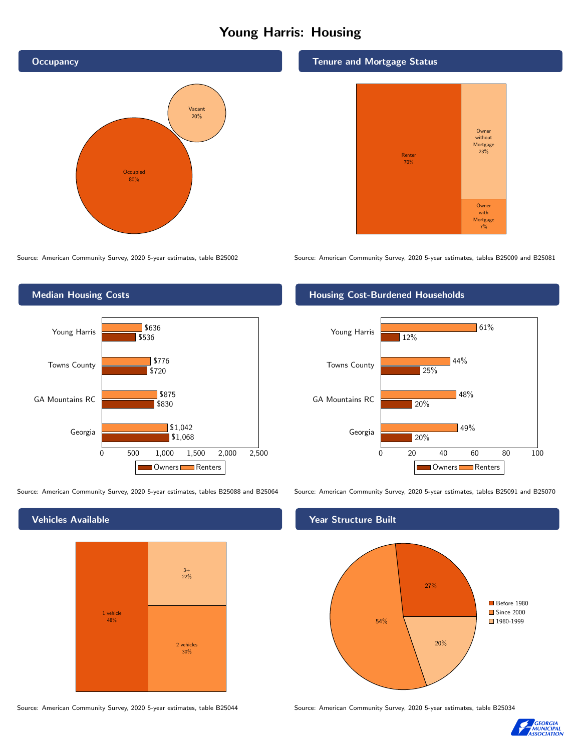# Young Harris: Housing

## Occupancy

Vacant
20%

Occupied
80%

Source: American Community Survey, 2020 5-year estimates, table B25002

## Tenure and Mortgage Status

Renter
70%

Owner without Mortgage
23%

Owner with Mortgage
7%

Source: American Community Survey, 2020 5-year estimates, tables B25009 and B25081

## Median Housing Costs

Young Harris
$636
$536

Towns County
$776
$720

GA Mountains RC
$875
$830

Georgia
$1,042
$1,068

0 500 1,000 1,500 2,000 2,500

Owners Renters

Source: American Community Survey, 2020 5-year estimates, tables B25088 and B25064

## Housing Cost-Burdened Households

Young Harris
61%
12%

Towns County
44%
25%

GA Mountains RC
48%
20%

Georgia
49%
20%

0 20 40 60 80 100

Owners Renters

Source: American Community Survey, 2020 5-year estimates, tables B25091 and B25070

## Vehicles Available

1 vehicle
48%

3+
22%

2 vehicles
30%

Source: American Community Survey, 2020 5-year estimates, table B25044

## Year Structure Built

27%
54%
20%

Before 1980
Since 2000
1980-1999

Source: American Community Survey, 2020 5-year estimates, table B25034